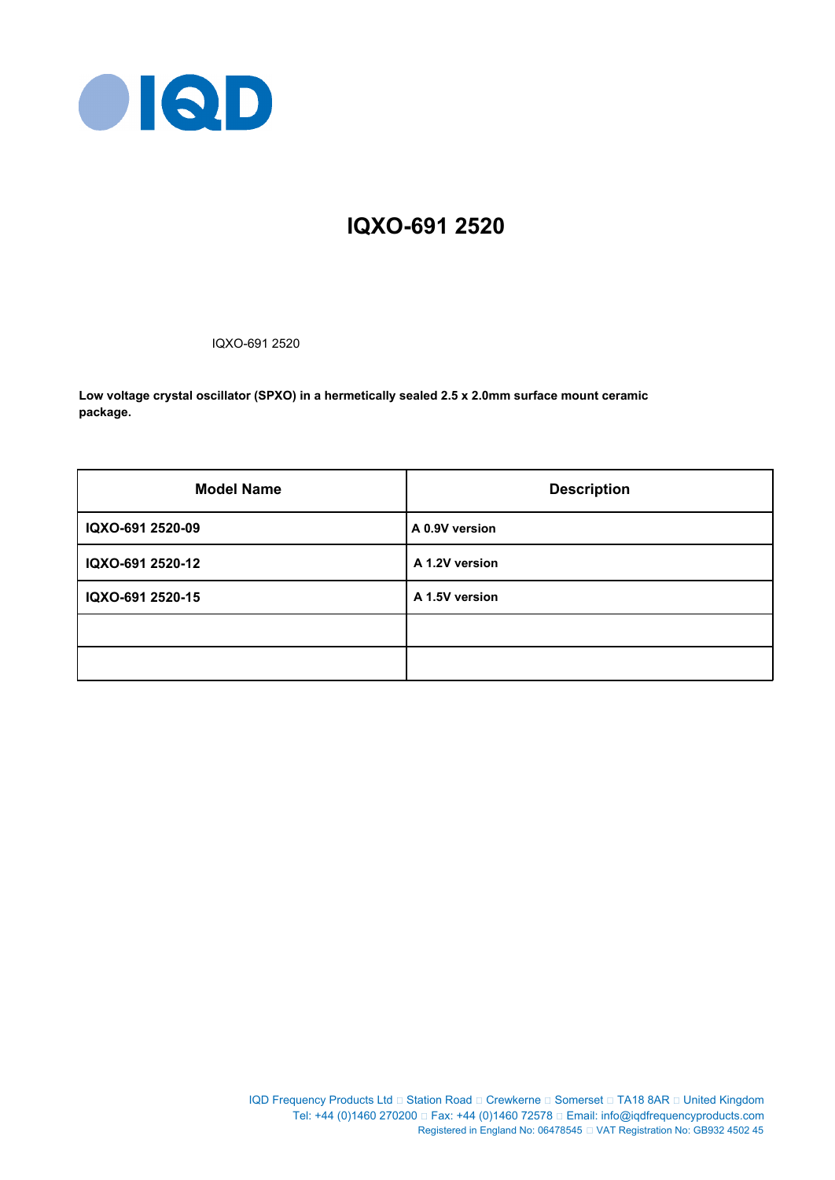# IQXO-691 2520

IQXO-691 2520

**Low voltage crystal oscillator (SPXO) in a hermetically sealed 2.5 x 2.0mm surface mount ceramic package.**

| Model Name | Description |
|---|---|
| **IQXO-691 2520-09** | **A 0.9V version** |
| **IQXO-691 2520-12** | **A 1.2V version** |
| **IQXO-691 2520-15** | **A 1.5V version** |
| | |
| | |

IQD Frequency Products Ltd □ Station Road □ Crewkerne □ Somerset □ TA18 8AR □ United Kingdom
Tel: +44 (0)1460 270200 □ Fax: +44 (0)1460 72578 □ Email: info@iqdfrequencyproducts.com
Registered in England No: 06478545 □ VAT Registration No: GB932 4502 45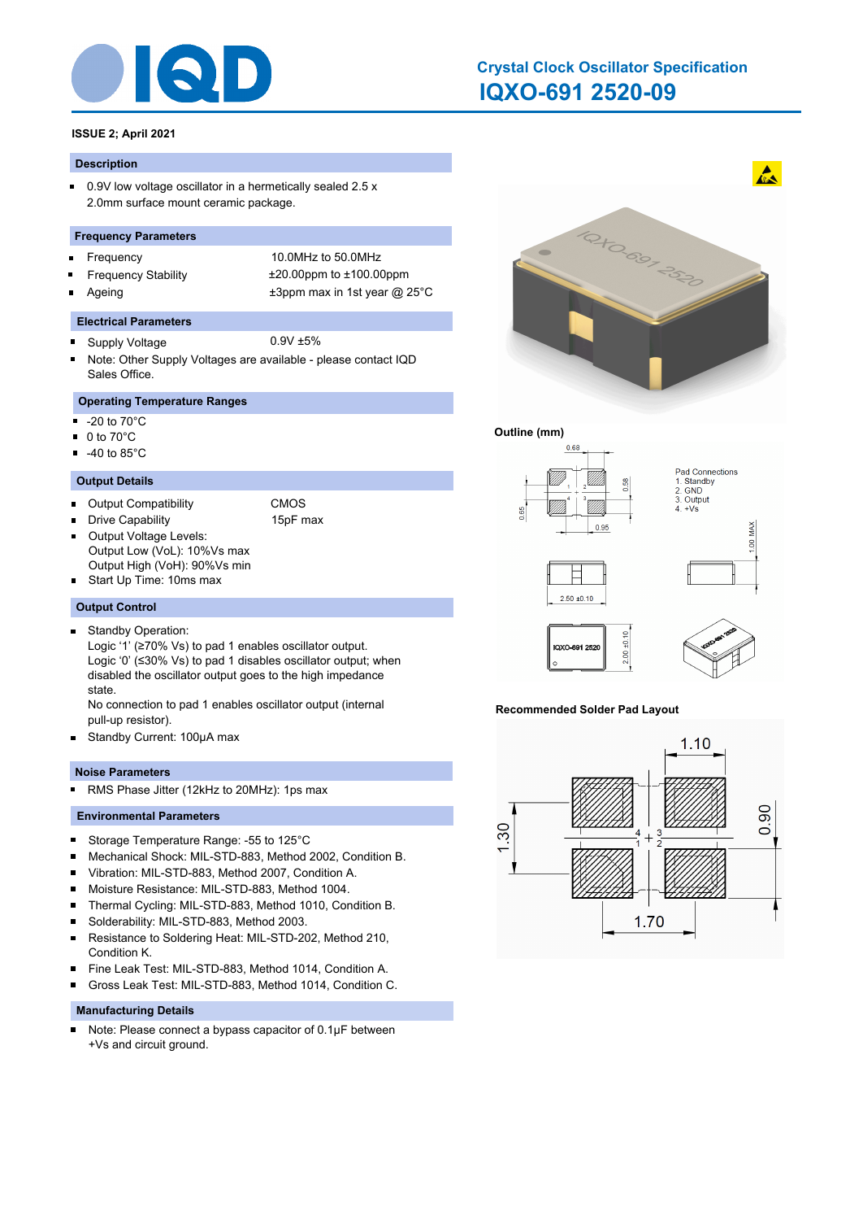# Crystal Clock Oscillator Specification

## IQXO-691 2520-09

**ISSUE 2; April 2021**

### Description

- 0.9V low voltage oscillator in a hermetically sealed 2.5 x 2.0mm surface mount ceramic package.

### Frequency Parameters

- Frequency 10.0MHz to 50.0MHz
- Frequency Stability ±20.00ppm to ±100.00ppm
- Ageing ±3ppm max in 1st year @ 25°C

### Electrical Parameters

- Supply Voltage 0.9V ±5%
- Note: Other Supply Voltages are available - please contact IQD Sales Office.

### Operating Temperature Ranges

- -20 to 70°C
- 0 to 70°C
- -40 to 85°C

### Output Details

- Output Compatibility CMOS
- Drive Capability 15pF max
- Output Voltage Levels:
  Output Low (VoL): 10%Vs max
  Output High (VoH): 90%Vs min
- Start Up Time: 10ms max

### Output Control

- Standby Operation:
  Logic '1' (≥70% Vs) to pad 1 enables oscillator output.
  Logic '0' (≤30% Vs) to pad 1 disables oscillator output; when disabled the oscillator output goes to the high impedance state.
  No connection to pad 1 enables oscillator output (internal pull-up resistor).
- Standby Current: 100µA max

### Noise Parameters

- RMS Phase Jitter (12kHz to 20MHz): 1ps max

### Environmental Parameters

- Storage Temperature Range: -55 to 125°C
- Mechanical Shock: MIL-STD-883, Method 2002, Condition B.
- Vibration: MIL-STD-883, Method 2007, Condition A.
- Moisture Resistance: MIL-STD-883, Method 1004.
- Thermal Cycling: MIL-STD-883, Method 1010, Condition B.
- Solderability: MIL-STD-883, Method 2003.
- Resistance to Soldering Heat: MIL-STD-202, Method 210, Condition K.
- Fine Leak Test: MIL-STD-883, Method 1014, Condition A.
- Gross Leak Test: MIL-STD-883, Method 1014, Condition C.

### Manufacturing Details

- Note: Please connect a bypass capacitor of 0.1µF between +Vs and circuit ground.

### Outline (mm)

Pad Connections
1. Standby
2. GND
3. Output
4. +Vs

Dimensions: 0.68, 0.58, 0.65, 0.95, 1.00 MAX, 2.50 ±0.10, 2.00 ±0.10

### Recommended Solder Pad Layout

Dimensions: 1.10, 0.90, 1.30, 1.70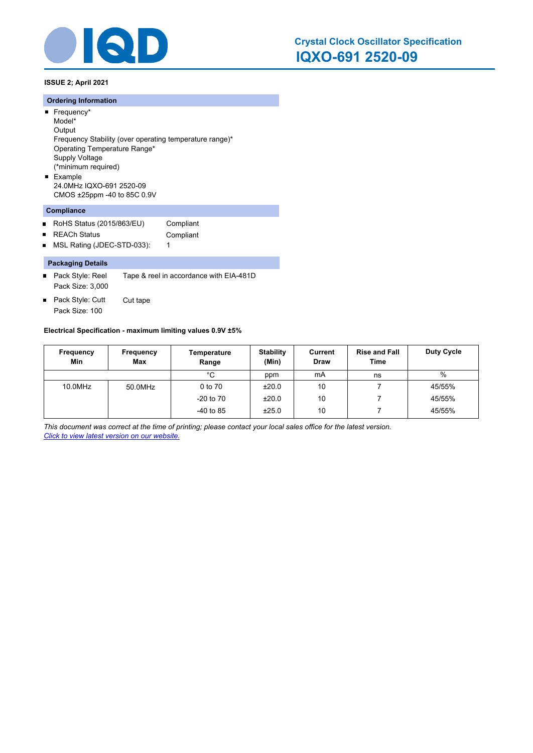# Crystal Clock Oscillator Specification

## IQXO-691 2520-09

**ISSUE 2; April 2021**

### Ordering Information

- Frequency*
  Model*
  Output
  Frequency Stability (over operating temperature range)*
  Operating Temperature Range*
  Supply Voltage
  (*minimum required)
- Example
  24.0MHz IQXO-691 2520-09
  CMOS ±25ppm -40 to 85C 0.9V

### Compliance

- RoHS Status (2015/863/EU) Compliant
- REACh Status Compliant
- MSL Rating (JDEC-STD-033): 1

### Packaging Details

- Pack Style: Reel Tape & reel in accordance with EIA-481D
  Pack Size: 3,000
- Pack Style: Cutt Cut tape
  Pack Size: 100

**Electrical Specification - maximum limiting values 0.9V ±5%**

| Frequency Min | Frequency Max | Temperature Range | Stability (Min) | Current Draw | Rise and Fall Time | Duty Cycle |
|---|---|---|---|---|---|---|
| | | °C | ppm | mA | ns | % |
| 10.0MHz | 50.0MHz | 0 to 70 | ±20.0 | 10 | 7 | 45/55% |
| | | -20 to 70 | ±20.0 | 10 | 7 | 45/55% |
| | | -40 to 85 | ±25.0 | 10 | 7 | 45/55% |

*This document was correct at the time of printing; please contact your local sales office for the latest version.*
*Click to view latest version on our website.*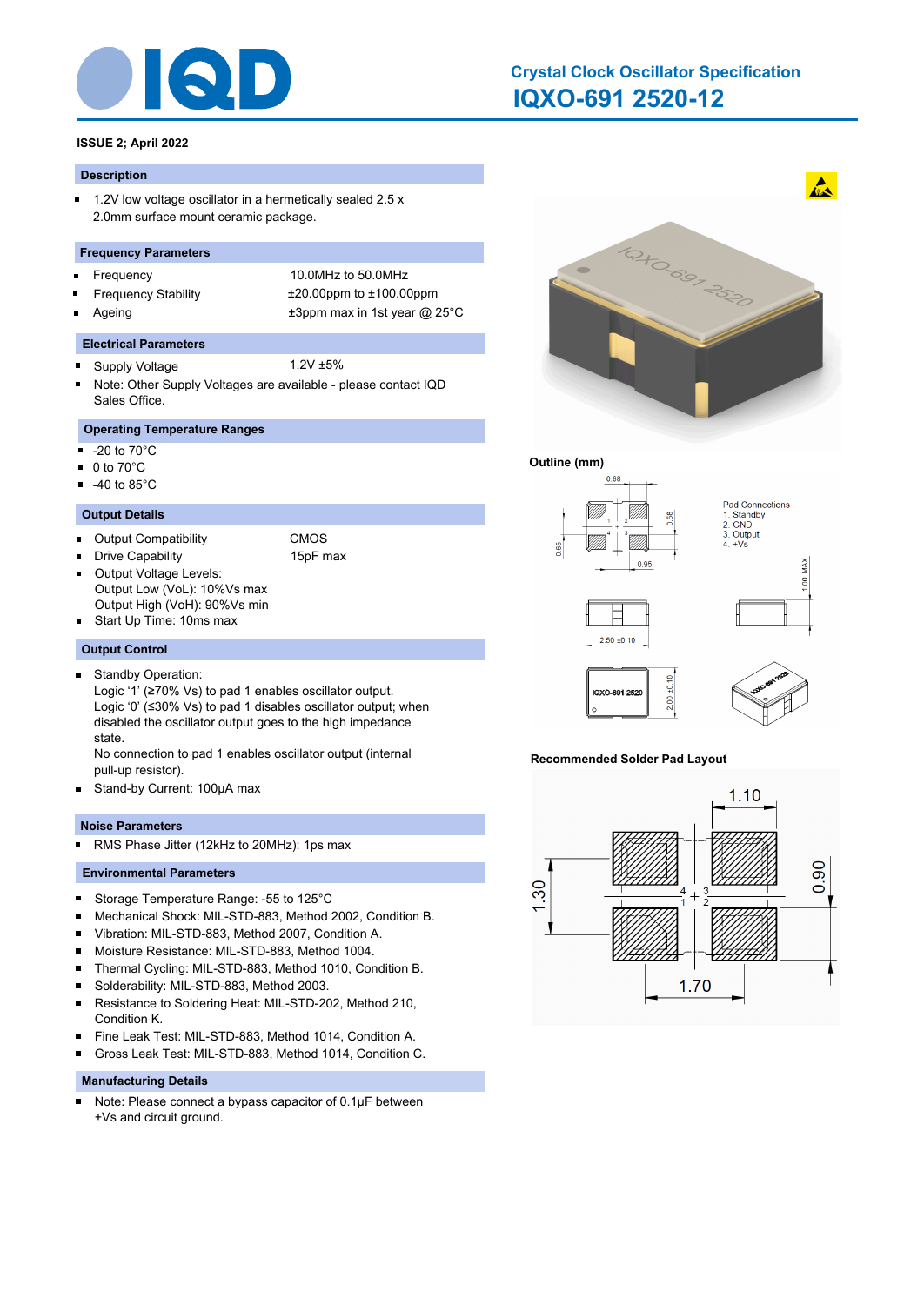# Crystal Clock Oscillator Specification

## IQXO-691 2520-12

**ISSUE 2; April 2022**

### Description

- 1.2V low voltage oscillator in a hermetically sealed 2.5 x 2.0mm surface mount ceramic package.

### Frequency Parameters

- Frequency 10.0MHz to 50.0MHz
- Frequency Stability ±20.00ppm to ±100.00ppm
- Ageing ±3ppm max in 1st year @ 25°C

### Electrical Parameters

- Supply Voltage 1.2V ±5%
- Note: Other Supply Voltages are available - please contact IQD Sales Office.

### Operating Temperature Ranges

- -20 to 70°C
- 0 to 70°C
- -40 to 85°C

### Output Details

- Output Compatibility CMOS
- Drive Capability 15pF max
- Output Voltage Levels:
  Output Low (VoL): 10%Vs max
  Output High (VoH): 90%Vs min
- Start Up Time: 10ms max

### Output Control

- Standby Operation:
  Logic '1' (≥70% Vs) to pad 1 enables oscillator output.
  Logic '0' (≤30% Vs) to pad 1 disables oscillator output; when disabled the oscillator output goes to the high impedance state.
  No connection to pad 1 enables oscillator output (internal pull-up resistor).
- Stand-by Current: 100µA max

### Noise Parameters

- RMS Phase Jitter (12kHz to 20MHz): 1ps max

### Environmental Parameters

- Storage Temperature Range: -55 to 125°C
- Mechanical Shock: MIL-STD-883, Method 2002, Condition B.
- Vibration: MIL-STD-883, Method 2007, Condition A.
- Moisture Resistance: MIL-STD-883, Method 1004.
- Thermal Cycling: MIL-STD-883, Method 1010, Condition B.
- Solderability: MIL-STD-883, Method 2003.
- Resistance to Soldering Heat: MIL-STD-202, Method 210, Condition K.
- Fine Leak Test: MIL-STD-883, Method 1014, Condition A.
- Gross Leak Test: MIL-STD-883, Method 1014, Condition C.

### Manufacturing Details

- Note: Please connect a bypass capacitor of 0.1µF between +Vs and circuit ground.

**Outline (mm)**

Pad Connections
1. Standby
2. GND
3. Output
4. +Vs

**Recommended Solder Pad Layout**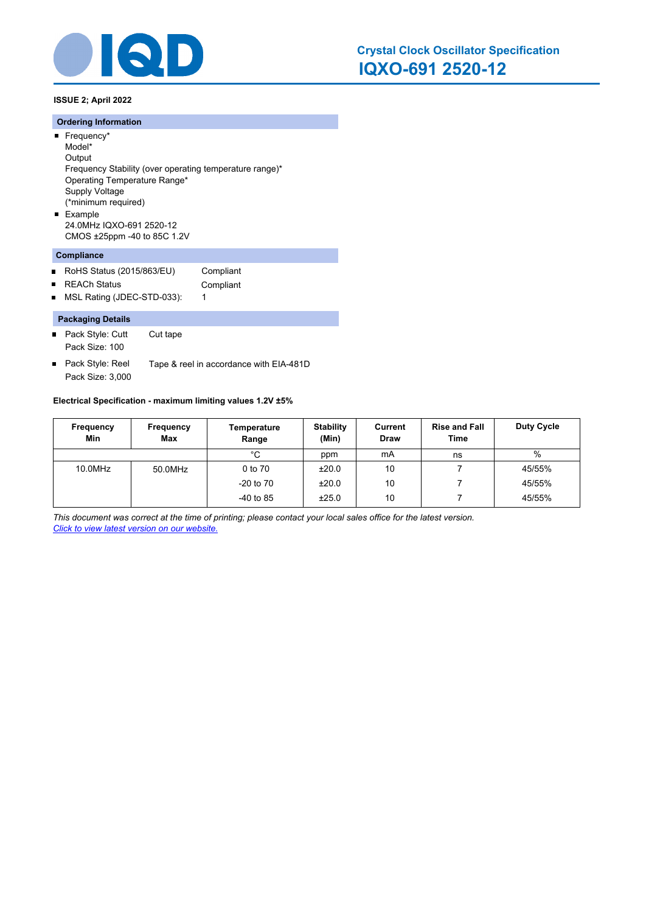# Crystal Clock Oscillator Specification

## IQXO-691 2520-12

**ISSUE 2; April 2022**

### Ordering Information

- Frequency*
  Model*
  Output
  Frequency Stability (over operating temperature range)*
  Operating Temperature Range*
  Supply Voltage
  (*minimum required)
- Example
  24.0MHz IQXO-691 2520-12
  CMOS ±25ppm -40 to 85C 1.2V

### Compliance

- RoHS Status (2015/863/EU) Compliant
- REACh Status Compliant
- MSL Rating (JDEC-STD-033): 1

### Packaging Details

- Pack Style: Cutt Cut tape
  Pack Size: 100
- Pack Style: Reel Tape & reel in accordance with EIA-481D
  Pack Size: 3,000

**Electrical Specification - maximum limiting values 1.2V ±5%**

| Frequency Min | Frequency Max | Temperature Range | Stability (Min) | Current Draw | Rise and Fall Time | Duty Cycle |
|---|---|---|---|---|---|---|
| | | °C | ppm | mA | ns | % |
| 10.0MHz | 50.0MHz | 0 to 70 | ±20.0 | 10 | 7 | 45/55% |
| | | -20 to 70 | ±20.0 | 10 | 7 | 45/55% |
| | | -40 to 85 | ±25.0 | 10 | 7 | 45/55% |

*This document was correct at the time of printing; please contact your local sales office for the latest version.*
*Click to view latest version on our website.*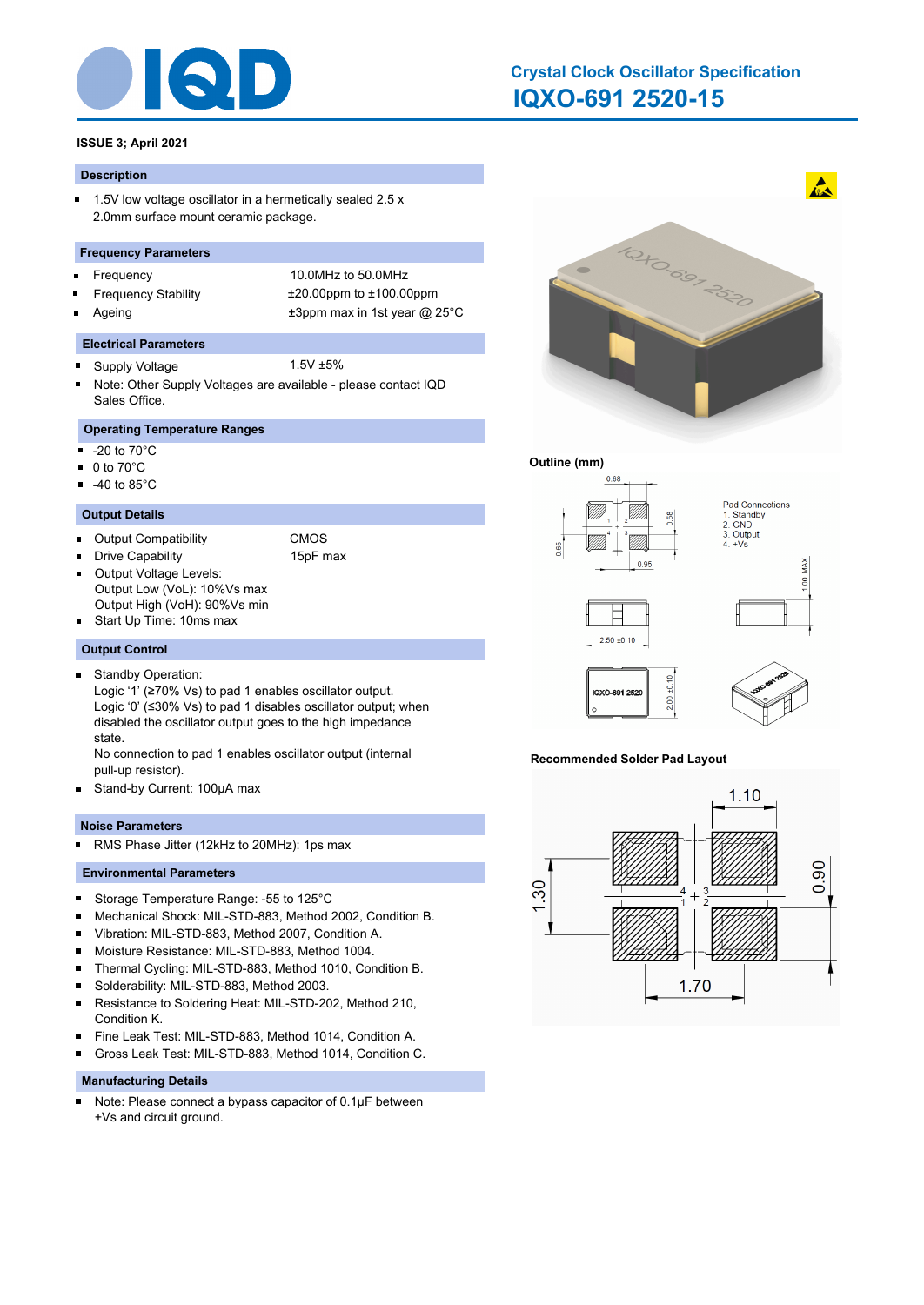# Crystal Clock Oscillator Specification

## IQXO-691 2520-15

**ISSUE 3; April 2021**

### Description

- 1.5V low voltage oscillator in a hermetically sealed 2.5 x 2.0mm surface mount ceramic package.

### Frequency Parameters

- Frequency — 10.0MHz to 50.0MHz
- Frequency Stability — ±20.00ppm to ±100.00ppm
- Ageing — ±3ppm max in 1st year @ 25°C

### Electrical Parameters

- Supply Voltage — 1.5V ±5%
- Note: Other Supply Voltages are available - please contact IQD Sales Office.

### Operating Temperature Ranges

- -20 to 70°C
- 0 to 70°C
- -40 to 85°C

### Output Details

- Output Compatibility — CMOS
- Drive Capability — 15pF max
- Output Voltage Levels:
  Output Low (VoL): 10%Vs max
  Output High (VoH): 90%Vs min
- Start Up Time: 10ms max

### Output Control

- Standby Operation:
  Logic '1' (≥70% Vs) to pad 1 enables oscillator output.
  Logic '0' (≤30% Vs) to pad 1 disables oscillator output; when disabled the oscillator output goes to the high impedance state.
  No connection to pad 1 enables oscillator output (internal pull-up resistor).
- Stand-by Current: 100µA max

### Noise Parameters

- RMS Phase Jitter (12kHz to 20MHz): 1ps max

### Environmental Parameters

- Storage Temperature Range: -55 to 125°C
- Mechanical Shock: MIL-STD-883, Method 2002, Condition B.
- Vibration: MIL-STD-883, Method 2007, Condition A.
- Moisture Resistance: MIL-STD-883, Method 1004.
- Thermal Cycling: MIL-STD-883, Method 1010, Condition B.
- Solderability: MIL-STD-883, Method 2003.
- Resistance to Soldering Heat: MIL-STD-202, Method 210, Condition K.
- Fine Leak Test: MIL-STD-883, Method 1014, Condition A.
- Gross Leak Test: MIL-STD-883, Method 1014, Condition C.

### Manufacturing Details

- Note: Please connect a bypass capacitor of 0.1µF between +Vs and circuit ground.

**Outline (mm)**

Pad Connections
1. Standby
2. GND
3. Output
4. +Vs

0.68, 0.58, 0.65, 0.95, 1.00 MAX, 2.50 ±0.10, 2.00 ±0.10

**Recommended Solder Pad Layout**

1.10, 0.90, 1.30, 1.70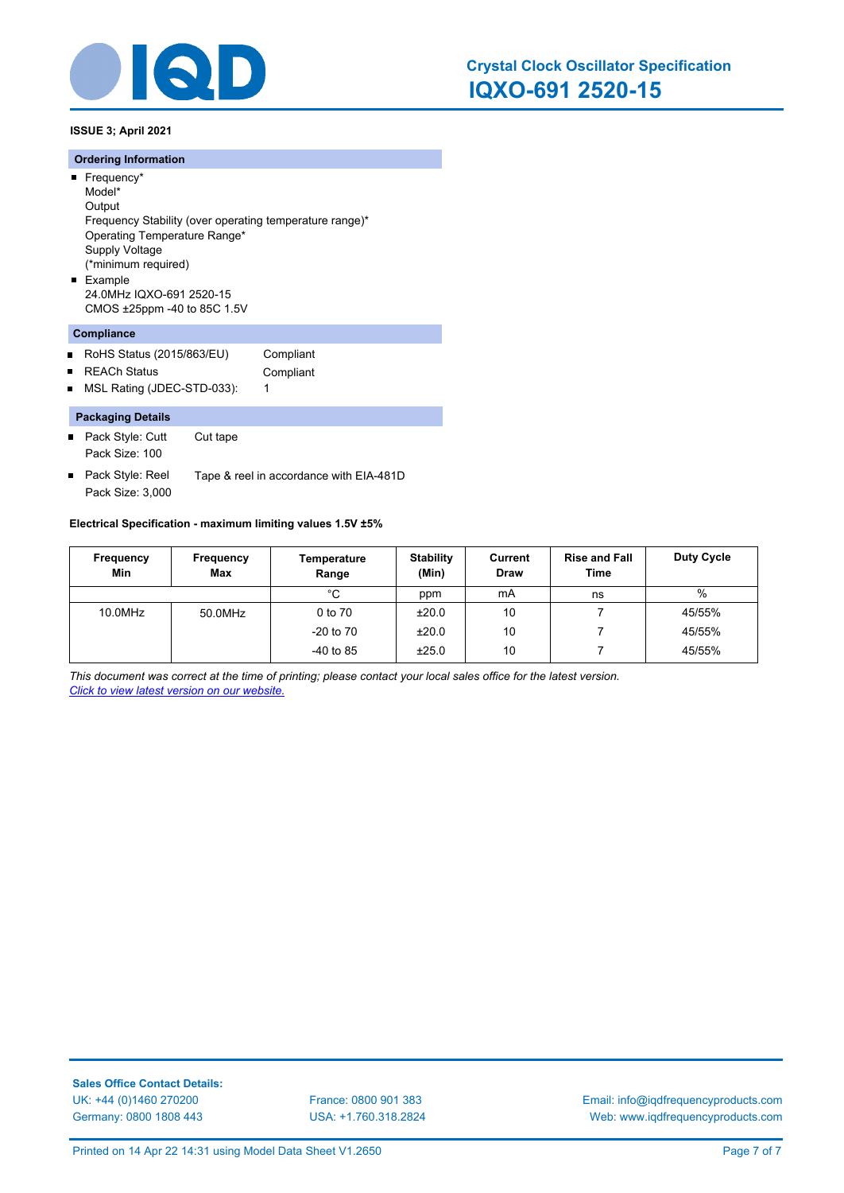# Crystal Clock Oscillator Specification
## IQXO-691 2520-15

**ISSUE 3; April 2021**

### Ordering Information

- Frequency*
  Model*
  Output
  Frequency Stability (over operating temperature range)*
  Operating Temperature Range*
  Supply Voltage
  (*minimum required)
- Example
  24.0MHz IQXO-691 2520-15
  CMOS ±25ppm -40 to 85C 1.5V

### Compliance

- RoHS Status (2015/863/EU) Compliant
- REACh Status Compliant
- MSL Rating (JDEC-STD-033): 1

### Packaging Details

- Pack Style: Cutt Cut tape
  Pack Size: 100
- Pack Style: Reel Tape & reel in accordance with EIA-481D
  Pack Size: 3,000

**Electrical Specification - maximum limiting values 1.5V ±5%**

| Frequency Min | Frequency Max | Temperature Range | Stability (Min) | Current Draw | Rise and Fall Time | Duty Cycle |
|---|---|---|---|---|---|---|
| | | °C | ppm | mA | ns | % |
| 10.0MHz | 50.0MHz | 0 to 70 | ±20.0 | 10 | 7 | 45/55% |
| | | -20 to 70 | ±20.0 | 10 | 7 | 45/55% |
| | | -40 to 85 | ±25.0 | 10 | 7 | 45/55% |

*This document was correct at the time of printing; please contact your local sales office for the latest version.*
*Click to view latest version on our website.*

**Sales Office Contact Details:**
UK: +44 (0)1460 270200
Germany: 0800 1808 443
France: 0800 901 383
USA: +1.760.318.2824
Email: info@iqdfrequencyproducts.com
Web: www.iqdfrequencyproducts.com